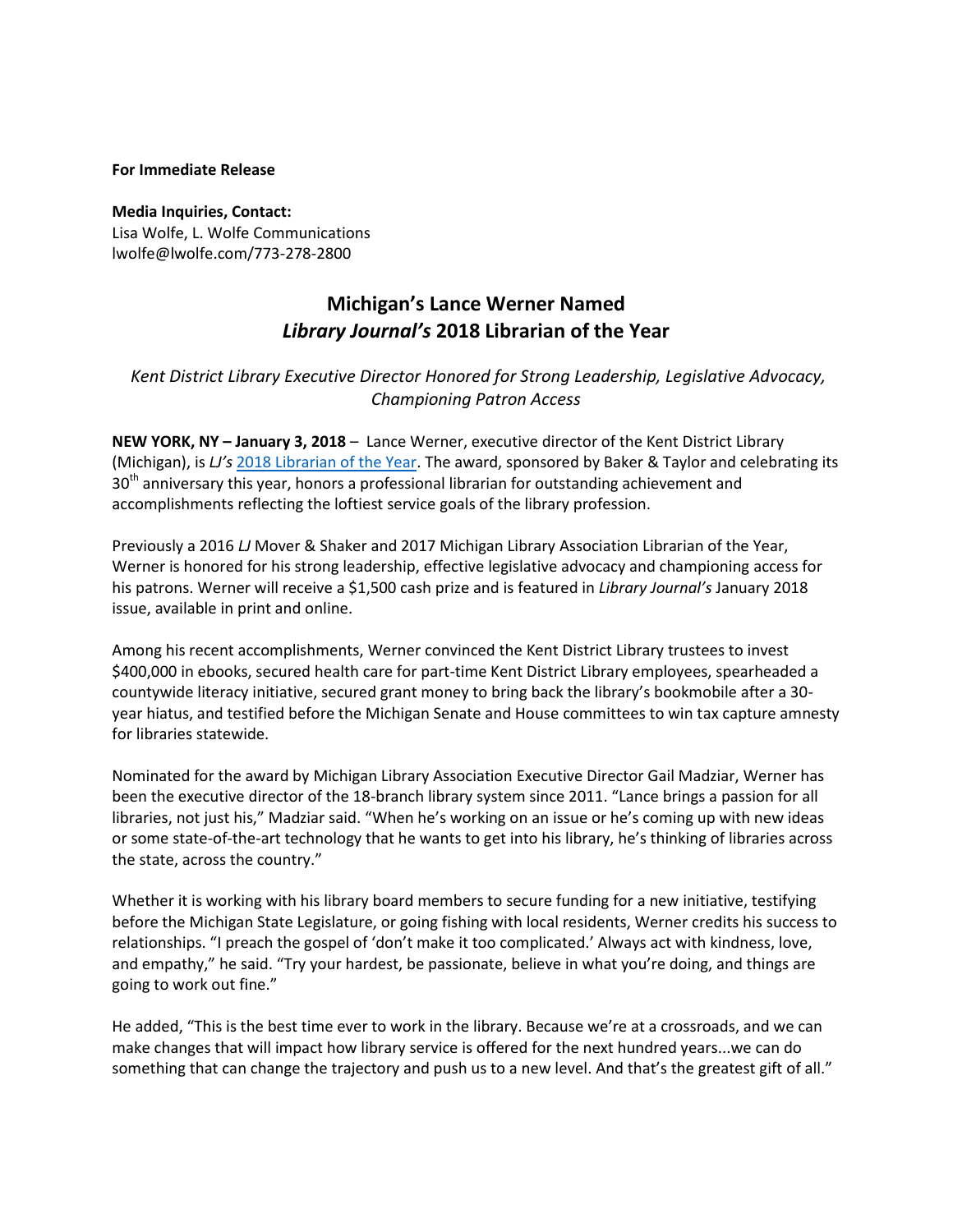**For Immediate Release**

**Media Inquiries, Contact:**
Lisa Wolfe, L. Wolfe Communications
lwolfe@lwolfe.com/773-278-2800

# Michigan's Lance Werner Named *Library Journal's* 2018 Librarian of the Year

*Kent District Library Executive Director Honored for Strong Leadership, Legislative Advocacy, Championing Patron Access*

**NEW YORK, NY – January 3, 2018** – Lance Werner, executive director of the Kent District Library (Michigan), is *LJ's* [2018 Librarian of the Year](). The award, sponsored by Baker & Taylor and celebrating its 30th anniversary this year, honors a professional librarian for outstanding achievement and accomplishments reflecting the loftiest service goals of the library profession.

Previously a 2016 *LJ* Mover & Shaker and 2017 Michigan Library Association Librarian of the Year, Werner is honored for his strong leadership, effective legislative advocacy and championing access for his patrons. Werner will receive a $1,500 cash prize and is featured in *Library Journal's* January 2018 issue, available in print and online.

Among his recent accomplishments, Werner convinced the Kent District Library trustees to invest $400,000 in ebooks, secured health care for part-time Kent District Library employees, spearheaded a countywide literacy initiative, secured grant money to bring back the library's bookmobile after a 30-year hiatus, and testified before the Michigan Senate and House committees to win tax capture amnesty for libraries statewide.

Nominated for the award by Michigan Library Association Executive Director Gail Madziar, Werner has been the executive director of the 18-branch library system since 2011. "Lance brings a passion for all libraries, not just his," Madziar said. "When he's working on an issue or he's coming up with new ideas or some state-of-the-art technology that he wants to get into his library, he's thinking of libraries across the state, across the country."

Whether it is working with his library board members to secure funding for a new initiative, testifying before the Michigan State Legislature, or going fishing with local residents, Werner credits his success to relationships. "I preach the gospel of 'don't make it too complicated.' Always act with kindness, love, and empathy," he said. "Try your hardest, be passionate, believe in what you're doing, and things are going to work out fine."

He added, "This is the best time ever to work in the library. Because we're at a crossroads, and we can make changes that will impact how library service is offered for the next hundred years...we can do something that can change the trajectory and push us to a new level. And that's the greatest gift of all."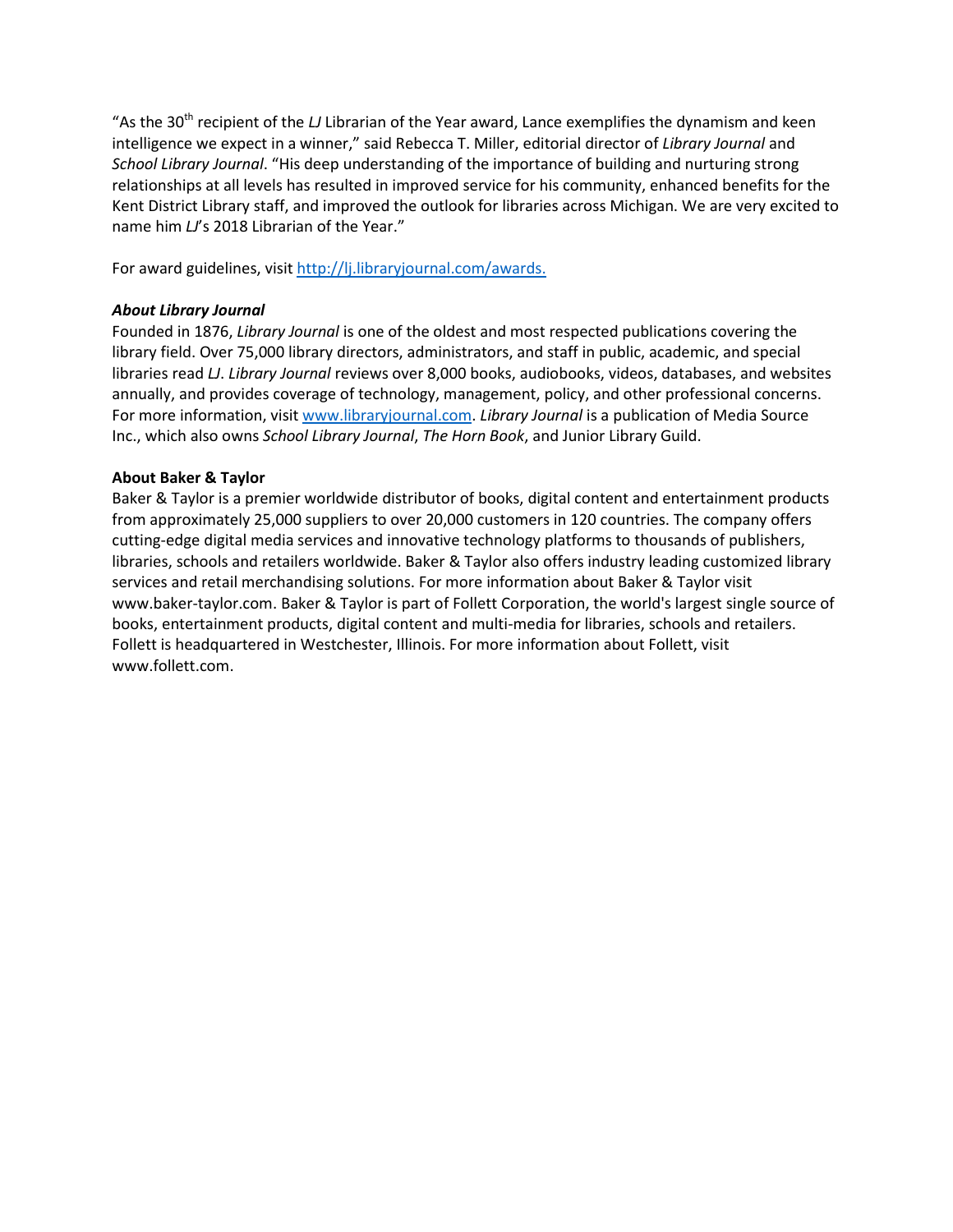"As the 30th recipient of the *LJ* Librarian of the Year award, Lance exemplifies the dynamism and keen intelligence we expect in a winner," said Rebecca T. Miller, editorial director of *Library Journal* and *School Library Journal*. "His deep understanding of the importance of building and nurturing strong relationships at all levels has resulted in improved service for his community, enhanced benefits for the Kent District Library staff, and improved the outlook for libraries across Michigan. We are very excited to name him *LJ*'s 2018 Librarian of the Year."

For award guidelines, visit [http://lj.libraryjournal.com/awards.](http://lj.libraryjournal.com/awards.)

***About Library Journal***

Founded in 1876, *Library Journal* is one of the oldest and most respected publications covering the library field. Over 75,000 library directors, administrators, and staff in public, academic, and special libraries read *LJ*. *Library Journal* reviews over 8,000 books, audiobooks, videos, databases, and websites annually, and provides coverage of technology, management, policy, and other professional concerns. For more information, visit [www.libraryjournal.com](www.libraryjournal.com). *Library Journal* is a publication of Media Source Inc., which also owns *School Library Journal*, *The Horn Book*, and Junior Library Guild.

**About Baker & Taylor**

Baker & Taylor is a premier worldwide distributor of books, digital content and entertainment products from approximately 25,000 suppliers to over 20,000 customers in 120 countries. The company offers cutting-edge digital media services and innovative technology platforms to thousands of publishers, libraries, schools and retailers worldwide. Baker & Taylor also offers industry leading customized library services and retail merchandising solutions. For more information about Baker & Taylor visit www.baker-taylor.com. Baker & Taylor is part of Follett Corporation, the world's largest single source of books, entertainment products, digital content and multi-media for libraries, schools and retailers. Follett is headquartered in Westchester, Illinois. For more information about Follett, visit www.follett.com.